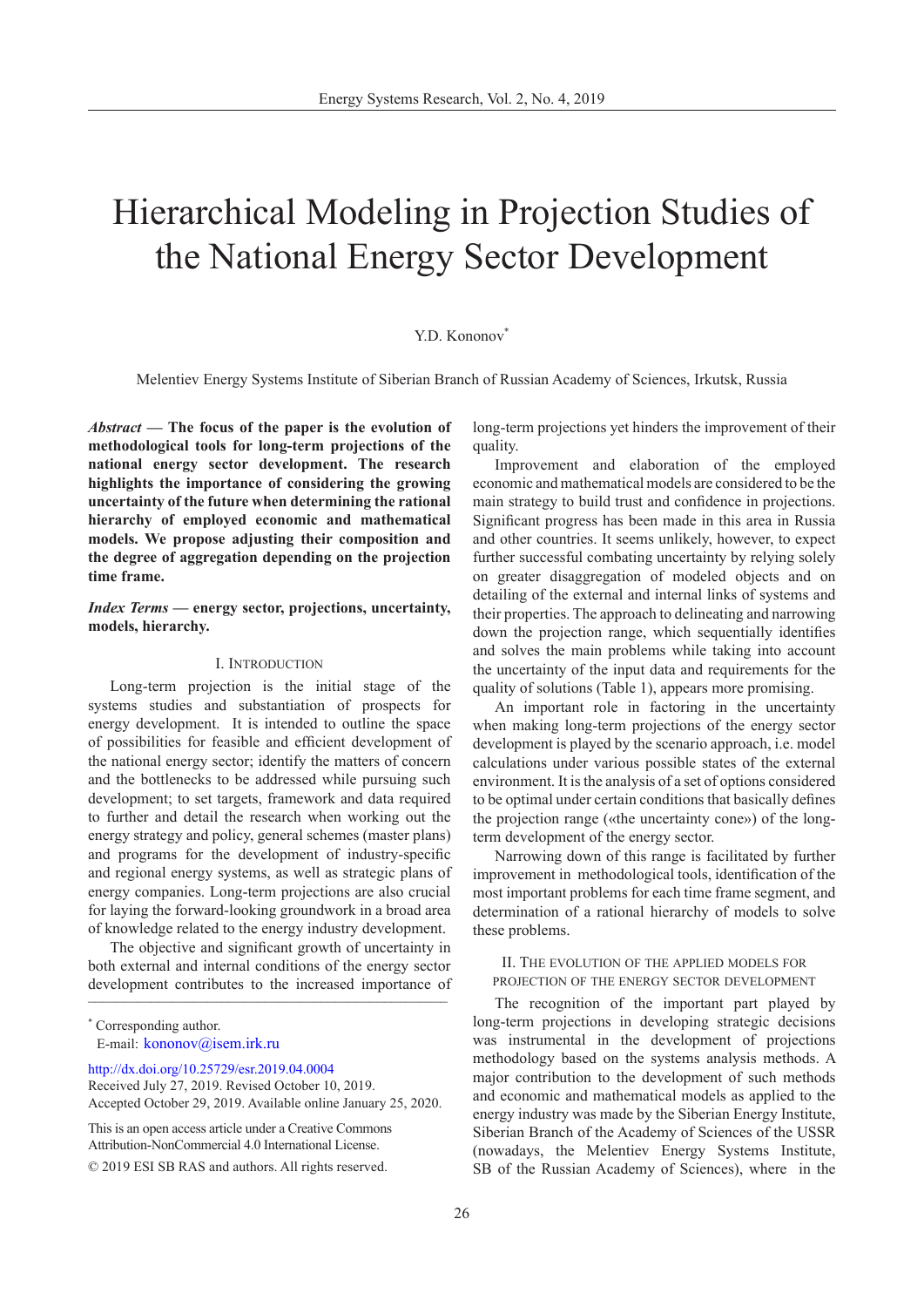# Hierarchical Modeling in Projection Studies of the National Energy Sector Development

Y.D. Kononov*

Melentiev Energy Systems Institute of Siberian Branch of Russian Academy of Sciences, Irkutsk, Russia

***Abstract* — The focus of the paper is the evolution of methodological tools for long-term projections of the national energy sector development. The research highlights the importance of considering the growing uncertainty of the future when determining the rational hierarchy of employed economic and mathematical models. We propose adjusting their composition and the degree of aggregation depending on the projection time frame.**

***Index Terms* — energy sector, projections, uncertainty, models, hierarchy.**

## I. Introduction

Long-term projection is the initial stage of the systems studies and substantiation of prospects for energy development. It is intended to outline the space of possibilities for feasible and efficient development of the national energy sector; identify the matters of concern and the bottlenecks to be addressed while pursuing such development; to set targets, framework and data required to further and detail the research when working out the energy strategy and policy, general schemes (master plans) and programs for the development of industry-specific and regional energy systems, as well as strategic plans of energy companies. Long-term projections are also crucial for laying the forward-looking groundwork in a broad area of knowledge related to the energy industry development.

The objective and significant growth of uncertainty in both external and internal conditions of the energy sector development contributes to the increased importance of long-term projections yet hinders the improvement of their quality.

Improvement and elaboration of the employed economic and mathematical models are considered to be the main strategy to build trust and confidence in projections. Significant progress has been made in this area in Russia and other countries. It seems unlikely, however, to expect further successful combating uncertainty by relying solely on greater disaggregation of modeled objects and on detailing of the external and internal links of systems and their properties. The approach to delineating and narrowing down the projection range, which sequentially identifies and solves the main problems while taking into account the uncertainty of the input data and requirements for the quality of solutions (Table 1), appears more promising.

An important role in factoring in the uncertainty when making long-term projections of the energy sector development is played by the scenario approach, i.e. model calculations under various possible states of the external environment. It is the analysis of a set of options considered to be optimal under certain conditions that basically defines the projection range («the uncertainty cone») of the long-term development of the energy sector.

Narrowing down of this range is facilitated by further improvement in methodological tools, identification of the most important problems for each time frame segment, and determination of a rational hierarchy of models to solve these problems.

## II. The Evolution of the Applied Models for Projection of the Energy Sector Development

The recognition of the important part played by long-term projections in developing strategic decisions was instrumental in the development of projections methodology based on the systems analysis methods. A major contribution to the development of such methods and economic and mathematical models as applied to the energy industry was made by the Siberian Energy Institute, Siberian Branch of the Academy of Sciences of the USSR (nowadays, the Melentiev Energy Systems Institute, SB of the Russian Academy of Sciences), where in the

---

* Corresponding author.
E-mail: kononov@isem.irk.ru

http://dx.doi.org/10.25729/esr.2019.04.0004
Received July 27, 2019. Revised October 10, 2019.
Accepted October 29, 2019. Available online January 25, 2020.

This is an open access article under a Creative Commons Attribution-NonCommercial 4.0 International License.

© 2019 ESI SB RAS and authors. All rights reserved.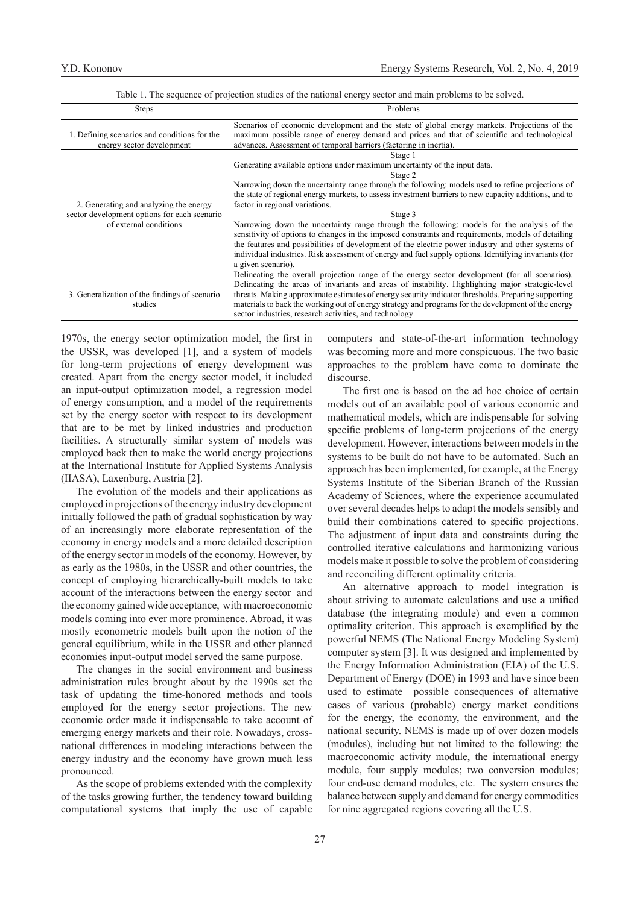Table 1. The sequence of projection studies of the national energy sector and main problems to be solved.

| Steps | Problems |
|---|---|
| 1. Defining scenarios and conditions for the energy sector development | Scenarios of economic development and the state of global energy markets. Projections of the maximum possible range of energy demand and prices and that of scientific and technological advances. Assessment of temporal barriers (factoring in inertia). |
| 2. Generating and analyzing the energy sector development options for each scenario of external conditions | Stage 1<br>Generating available options under maximum uncertainty of the input data.<br>Stage 2<br>Narrowing down the uncertainty range through the following: models used to refine projections of the state of regional energy markets, to assess investment barriers to new capacity additions, and to factor in regional variations.<br>Stage 3<br>Narrowing down the uncertainty range through the following: models for the analysis of the sensitivity of options to changes in the imposed constraints and requirements, models of detailing the features and possibilities of development of the electric power industry and other systems of individual industries. Risk assessment of energy and fuel supply options. Identifying invariants (for a given scenario). |
| 3. Generalization of the findings of scenario studies | Delineating the overall projection range of the energy sector development (for all scenarios). Delineating the areas of invariants and areas of instability. Highlighting major strategic-level threats. Making approximate estimates of energy security indicator thresholds. Preparing supporting materials to back the working out of energy strategy and programs for the development of the energy sector industries, research activities, and technology. |

1970s, the energy sector optimization model, the first in the USSR, was developed [1], and a system of models for long-term projections of energy development was created. Apart from the energy sector model, it included an input-output optimization model, a regression model of energy consumption, and a model of the requirements set by the energy sector with respect to its development that are to be met by linked industries and production facilities. A structurally similar system of models was employed back then to make the world energy projections at the International Institute for Applied Systems Analysis (IIASA), Laxenburg, Austria [2].

The evolution of the models and their applications as employed in projections of the energy industry development initially followed the path of gradual sophistication by way of an increasingly more elaborate representation of the economy in energy models and a more detailed description of the energy sector in models of the economy. However, by as early as the 1980s, in the USSR and other countries, the concept of employing hierarchically-built models to take account of the interactions between the energy sector and the economy gained wide acceptance, with macroeconomic models coming into ever more prominence. Abroad, it was mostly econometric models built upon the notion of the general equilibrium, while in the USSR and other planned economies input-output model served the same purpose.

The changes in the social environment and business administration rules brought about by the 1990s set the task of updating the time-honored methods and tools employed for the energy sector projections. The new economic order made it indispensable to take account of emerging energy markets and their role. Nowadays, cross-national differences in modeling interactions between the energy industry and the economy have grown much less pronounced.

As the scope of problems extended with the complexity of the tasks growing further, the tendency toward building computational systems that imply the use of capable computers and state-of-the-art information technology was becoming more and more conspicuous. The two basic approaches to the problem have come to dominate the discourse.

The first one is based on the ad hoc choice of certain models out of an available pool of various economic and mathematical models, which are indispensable for solving specific problems of long-term projections of the energy development. However, interactions between models in the systems to be built do not have to be automated. Such an approach has been implemented, for example, at the Energy Systems Institute of the Siberian Branch of the Russian Academy of Sciences, where the experience accumulated over several decades helps to adapt the models sensibly and build their combinations catered to specific projections. The adjustment of input data and constraints during the controlled iterative calculations and harmonizing various models make it possible to solve the problem of considering and reconciling different optimality criteria.

An alternative approach to model integration is about striving to automate calculations and use a unified database (the integrating module) and even a common optimality criterion. This approach is exemplified by the powerful NEMS (The National Energy Modeling System) computer system [3]. It was designed and implemented by the Energy Information Administration (EIA) of the U.S. Department of Energy (DOE) in 1993 and have since been used to estimate possible consequences of alternative cases of various (probable) energy market conditions for the energy, the economy, the environment, and the national security. NEMS is made up of over dozen models (modules), including but not limited to the following: the macroeconomic activity module, the international energy module, four supply modules; two conversion modules; four end-use demand modules, etc. The system ensures the balance between supply and demand for energy commodities for nine aggregated regions covering all the U.S.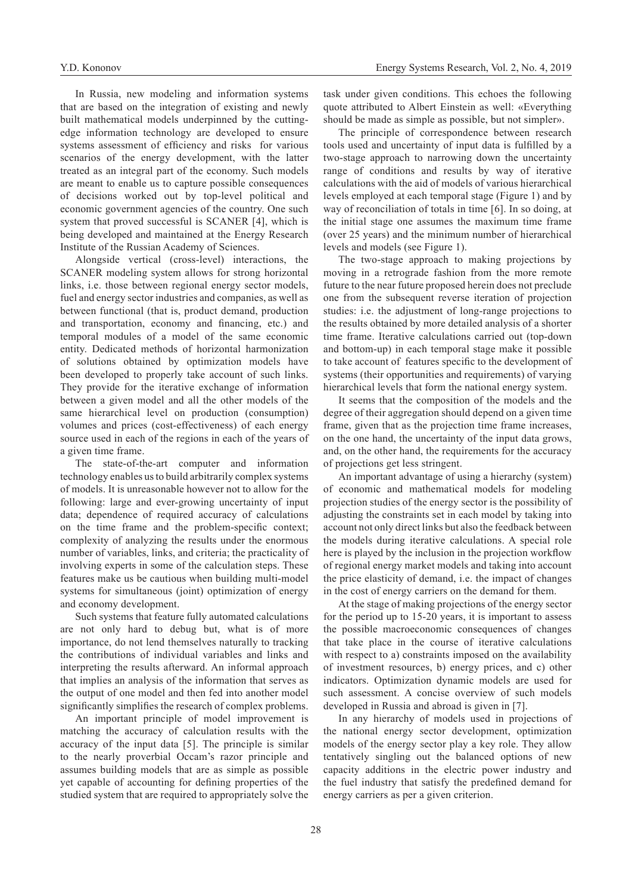In Russia, new modeling and information systems that are based on the integration of existing and newly built mathematical models underpinned by the cutting-edge information technology are developed to ensure systems assessment of efficiency and risks for various scenarios of the energy development, with the latter treated as an integral part of the economy. Such models are meant to enable us to capture possible consequences of decisions worked out by top-level political and economic government agencies of the country. One such system that proved successful is SCANER [4], which is being developed and maintained at the Energy Research Institute of the Russian Academy of Sciences.

Alongside vertical (cross-level) interactions, the SCANER modeling system allows for strong horizontal links, i.e. those between regional energy sector models, fuel and energy sector industries and companies, as well as between functional (that is, product demand, production and transportation, economy and financing, etc.) and temporal modules of a model of the same economic entity. Dedicated methods of horizontal harmonization of solutions obtained by optimization models have been developed to properly take account of such links. They provide for the iterative exchange of information between a given model and all the other models of the same hierarchical level on production (consumption) volumes and prices (cost-effectiveness) of each energy source used in each of the regions in each of the years of a given time frame.

The state-of-the-art computer and information technology enables us to build arbitrarily complex systems of models. It is unreasonable however not to allow for the following: large and ever-growing uncertainty of input data; dependence of required accuracy of calculations on the time frame and the problem-specific context; complexity of analyzing the results under the enormous number of variables, links, and criteria; the practicality of involving experts in some of the calculation steps. These features make us be cautious when building multi-model systems for simultaneous (joint) optimization of energy and economy development.

Such systems that feature fully automated calculations are not only hard to debug but, what is of more importance, do not lend themselves naturally to tracking the contributions of individual variables and links and interpreting the results afterward. An informal approach that implies an analysis of the information that serves as the output of one model and then fed into another model significantly simplifies the research of complex problems.

An important principle of model improvement is matching the accuracy of calculation results with the accuracy of the input data [5]. The principle is similar to the nearly proverbial Occam's razor principle and assumes building models that are as simple as possible yet capable of accounting for defining properties of the studied system that are required to appropriately solve the task under given conditions. This echoes the following quote attributed to Albert Einstein as well: «Everything should be made as simple as possible, but not simpler».

The principle of correspondence between research tools used and uncertainty of input data is fulfilled by a two-stage approach to narrowing down the uncertainty range of conditions and results by way of iterative calculations with the aid of models of various hierarchical levels employed at each temporal stage (Figure 1) and by way of reconciliation of totals in time [6]. In so doing, at the initial stage one assumes the maximum time frame (over 25 years) and the minimum number of hierarchical levels and models (see Figure 1).

The two-stage approach to making projections by moving in a retrograde fashion from the more remote future to the near future proposed herein does not preclude one from the subsequent reverse iteration of projection studies: i.e. the adjustment of long-range projections to the results obtained by more detailed analysis of a shorter time frame. Iterative calculations carried out (top-down and bottom-up) in each temporal stage make it possible to take account of features specific to the development of systems (their opportunities and requirements) of varying hierarchical levels that form the national energy system.

It seems that the composition of the models and the degree of their aggregation should depend on a given time frame, given that as the projection time frame increases, on the one hand, the uncertainty of the input data grows, and, on the other hand, the requirements for the accuracy of projections get less stringent.

An important advantage of using a hierarchy (system) of economic and mathematical models for modeling projection studies of the energy sector is the possibility of adjusting the constraints set in each model by taking into account not only direct links but also the feedback between the models during iterative calculations. A special role here is played by the inclusion in the projection workflow of regional energy market models and taking into account the price elasticity of demand, i.e. the impact of changes in the cost of energy carriers on the demand for them.

At the stage of making projections of the energy sector for the period up to 15-20 years, it is important to assess the possible macroeconomic consequences of changes that take place in the course of iterative calculations with respect to a) constraints imposed on the availability of investment resources, b) energy prices, and c) other indicators. Optimization dynamic models are used for such assessment. A concise overview of such models developed in Russia and abroad is given in [7].

In any hierarchy of models used in projections of the national energy sector development, optimization models of the energy sector play a key role. They allow tentatively singling out the balanced options of new capacity additions in the electric power industry and the fuel industry that satisfy the predefined demand for energy carriers as per a given criterion.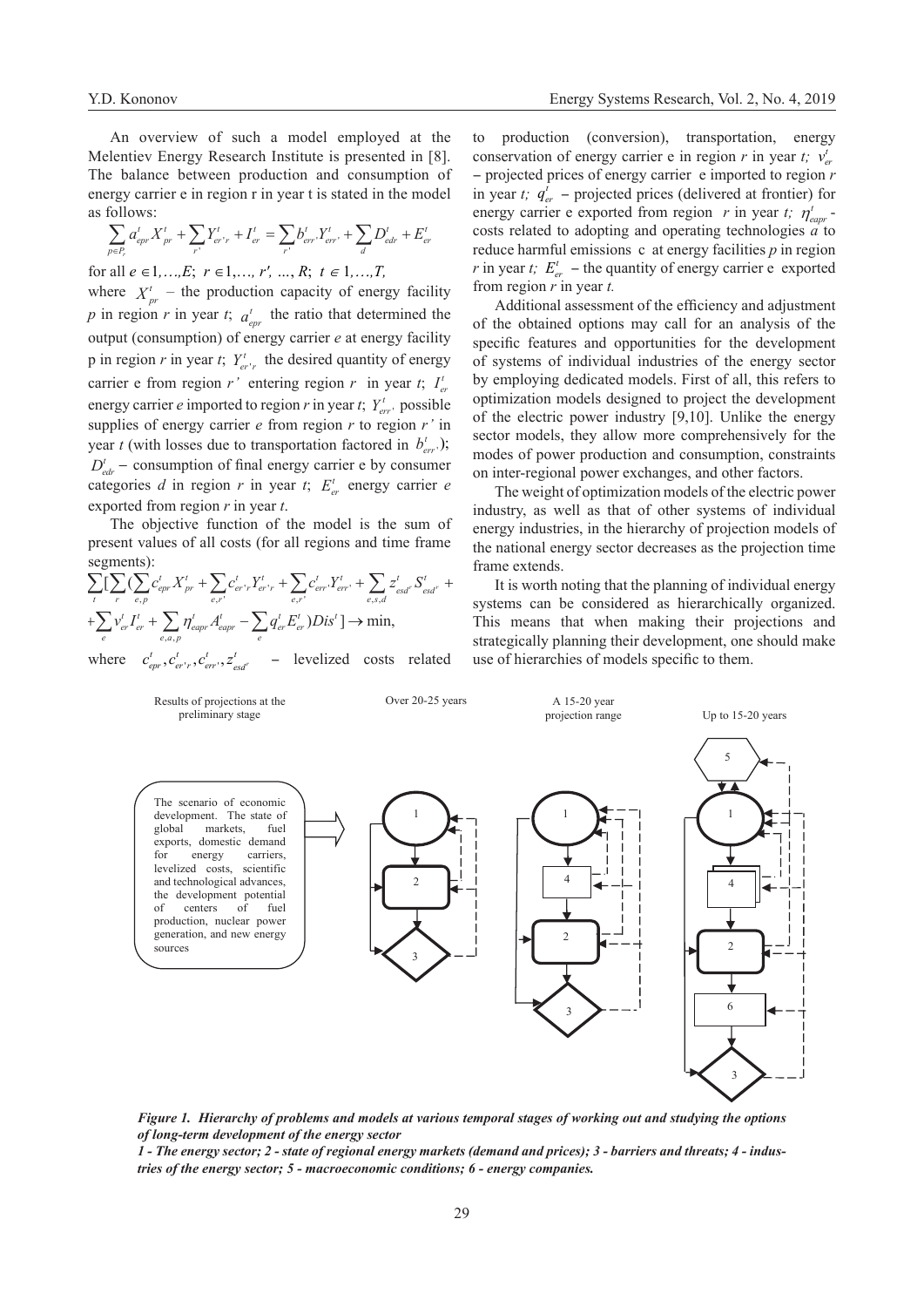An overview of such a model employed at the Melentiev Energy Research Institute is presented in [8]. The balance between production and consumption of energy carrier e in region r in year t is stated in the model as follows:

$$\sum_{p\in P_r} a^t_{epr} X^t_{pr} + \sum_{r'} Y^t_{er'r} + I^t_{er} = \sum_{r'} b^t_{err'} Y^t_{err'} + \sum_{d} D^t_{edr} + E^t_{er}$$

for all $e \in 1,\ldots,E$; $r \in 1,\ldots, r', \ldots, R$; $t \in 1,\ldots,T$,

where $X^t_{pr}$ – the production capacity of energy facility $p$ in region $r$ in year $t$; $a^t_{epr}$ the ratio that determined the output (consumption) of energy carrier $e$ at energy facility p in region $r$ in year $t$; $Y^t_{er'r}$ the desired quantity of energy carrier e from region $r'$ entering region $r$ in year $t$; $I^t_{er}$ energy carrier $e$ imported to region $r$ in year $t$; $Y^t_{err'}$ possible supplies of energy carrier $e$ from region $r$ to region $r'$ in year $t$ (with losses due to transportation factored in $b^t_{err'}$); $D^t_{edr}$ – consumption of final energy carrier e by consumer categories $d$ in region $r$ in year $t$; $E^t_{er}$ energy carrier $e$ exported from region $r$ in year $t$.

The objective function of the model is the sum of present values of all costs (for all regions and time frame segments):

$$\sum_t [\sum_r (\sum_{e,p} c^t_{epr} X^t_{pr} + \sum_{e,r'} c^t_{er'r} Y^t_{er'r} + \sum_{e,r'} c^t_{err'} Y^t_{err'} + \sum_{e,s,d} z^t_{esd^r} S^t_{esd^r} +$$
$$+\sum_e v^t_{er} I^t_{er} + \sum_{e,a,p} \eta^t_{eapr} A^t_{eapr} - \sum_e q^t_{er} E^t_{er}) Dis^t] \rightarrow \min,$$

where $c^t_{epr}, c^t_{er'r}, c^t_{err'}, z^t_{esd^r}$ – levelized costs related to production (conversion), transportation, energy conservation of energy carrier e in region $r$ in year $t$; $v^t_{er}$ – projected prices of energy carrier e imported to region $r$ in year $t$; $q^t_{er}$ – projected prices (delivered at frontier) for energy carrier e exported from region $r$ in year $t$; $\eta^t_{eapr}$ - costs related to adopting and operating technologies $a$ to reduce harmful emissions c at energy facilities $p$ in region $r$ in year $t$; $E^t_{er}$ – the quantity of energy carrier e exported from region $r$ in year $t$.

Additional assessment of the efficiency and adjustment of the obtained options may call for an analysis of the specific features and opportunities for the development of systems of individual industries of the energy sector by employing dedicated models. First of all, this refers to optimization models designed to project the development of the electric power industry [9,10]. Unlike the energy sector models, they allow more comprehensively for the modes of power production and consumption, constraints on inter-regional power exchanges, and other factors.

The weight of optimization models of the electric power industry, as well as that of other systems of individual energy industries, in the hierarchy of projection models of the national energy sector decreases as the projection time frame extends.

It is worth noting that the planning of individual energy systems can be considered as hierarchically organized. This means that when making their projections and strategically planning their development, one should make use of hierarchies of models specific to them.

Results of projections at the preliminary stage | Over 20-25 years | A 15-20 year projection range | Up to 15-20 years

The scenario of economic development. The state of global markets, fuel exports, domestic demand for energy carriers, levelized costs, scientific and technological advances, the development potential of centers of fuel production, nuclear power generation, and new energy sources

***Figure 1. Hierarchy of problems and models at various temporal stages of working out and studying the options of long-term development of the energy sector***

***1 - The energy sector; 2 - state of regional energy markets (demand and prices); 3 - barriers and threats; 4 - industries of the energy sector; 5 - macroeconomic conditions; 6 - energy companies.***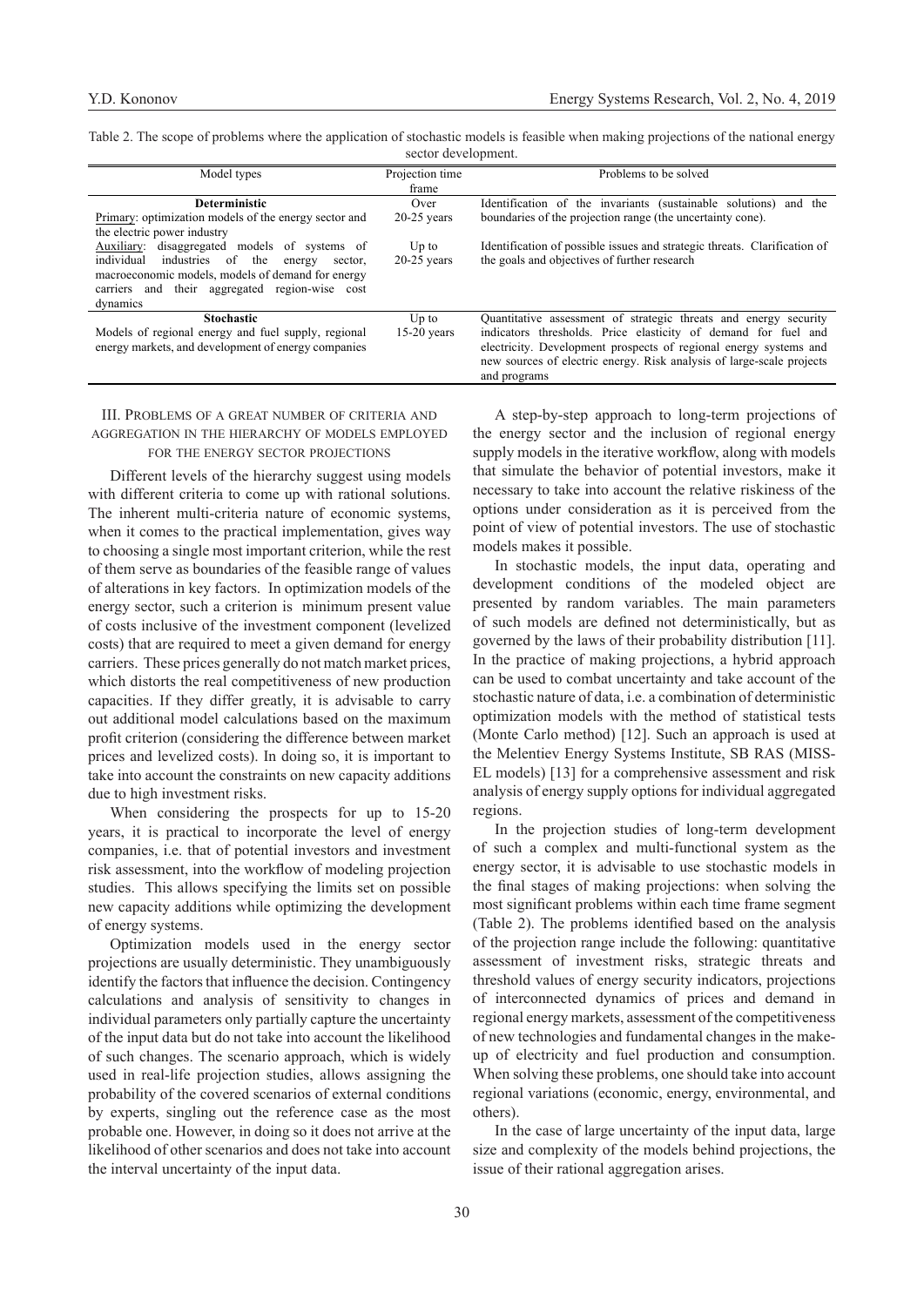Table 2. The scope of problems where the application of stochastic models is feasible when making projections of the national energy sector development.

| Model types | Projection time frame | Problems to be solved |
|---|---|---|
| **Deterministic** | | |
| Primary: optimization models of the energy sector and the electric power industry | Over 20-25 years | Identification of the invariants (sustainable solutions) and the boundaries of the projection range (the uncertainty cone). |
| Auxiliary: disaggregated models of systems of individual industries of the energy sector, macroeconomic models, models of demand for energy carriers and their aggregated region-wise cost dynamics | Up to 20-25 years | Identification of possible issues and strategic threats. Clarification of the goals and objectives of further research |
| **Stochastic** | | |
| Models of regional energy and fuel supply, regional energy markets, and development of energy companies | Up to 15-20 years | Quantitative assessment of strategic threats and energy security indicators thresholds. Price elasticity of demand for fuel and electricity. Development prospects of regional energy systems and new sources of electric energy. Risk analysis of large-scale projects and programs |

## III. Problems of a Great Number of Criteria and Aggregation in the Hierarchy of Models Employed for the Energy Sector Projections

Different levels of the hierarchy suggest using models with different criteria to come up with rational solutions. The inherent multi-criteria nature of economic systems, when it comes to the practical implementation, gives way to choosing a single most important criterion, while the rest of them serve as boundaries of the feasible range of values of alterations in key factors. In optimization models of the energy sector, such a criterion is minimum present value of costs inclusive of the investment component (levelized costs) that are required to meet a given demand for energy carriers. These prices generally do not match market prices, which distorts the real competitiveness of new production capacities. If they differ greatly, it is advisable to carry out additional model calculations based on the maximum profit criterion (considering the difference between market prices and levelized costs). In doing so, it is important to take into account the constraints on new capacity additions due to high investment risks.

When considering the prospects for up to 15-20 years, it is practical to incorporate the level of energy companies, i.e. that of potential investors and investment risk assessment, into the workflow of modeling projection studies. This allows specifying the limits set on possible new capacity additions while optimizing the development of energy systems.

Optimization models used in the energy sector projections are usually deterministic. They unambiguously identify the factors that influence the decision. Contingency calculations and analysis of sensitivity to changes in individual parameters only partially capture the uncertainty of the input data but do not take into account the likelihood of such changes. The scenario approach, which is widely used in real-life projection studies, allows assigning the probability of the covered scenarios of external conditions by experts, singling out the reference case as the most probable one. However, in doing so it does not arrive at the likelihood of other scenarios and does not take into account the interval uncertainty of the input data.

A step-by-step approach to long-term projections of the energy sector and the inclusion of regional energy supply models in the iterative workflow, along with models that simulate the behavior of potential investors, make it necessary to take into account the relative riskiness of the options under consideration as it is perceived from the point of view of potential investors. The use of stochastic models makes it possible.

In stochastic models, the input data, operating and development conditions of the modeled object are presented by random variables. The main parameters of such models are defined not deterministically, but as governed by the laws of their probability distribution [11]. In the practice of making projections, a hybrid approach can be used to combat uncertainty and take account of the stochastic nature of data, i.e. a combination of deterministic optimization models with the method of statistical tests (Monte Carlo method) [12]. Such an approach is used at the Melentiev Energy Systems Institute, SB RAS (MISS-EL models) [13] for a comprehensive assessment and risk analysis of energy supply options for individual aggregated regions.

In the projection studies of long-term development of such a complex and multi-functional system as the energy sector, it is advisable to use stochastic models in the final stages of making projections: when solving the most significant problems within each time frame segment (Table 2). The problems identified based on the analysis of the projection range include the following: quantitative assessment of investment risks, strategic threats and threshold values of energy security indicators, projections of interconnected dynamics of prices and demand in regional energy markets, assessment of the competitiveness of new technologies and fundamental changes in the make-up of electricity and fuel production and consumption. When solving these problems, one should take into account regional variations (economic, energy, environmental, and others).

In the case of large uncertainty of the input data, large size and complexity of the models behind projections, the issue of their rational aggregation arises.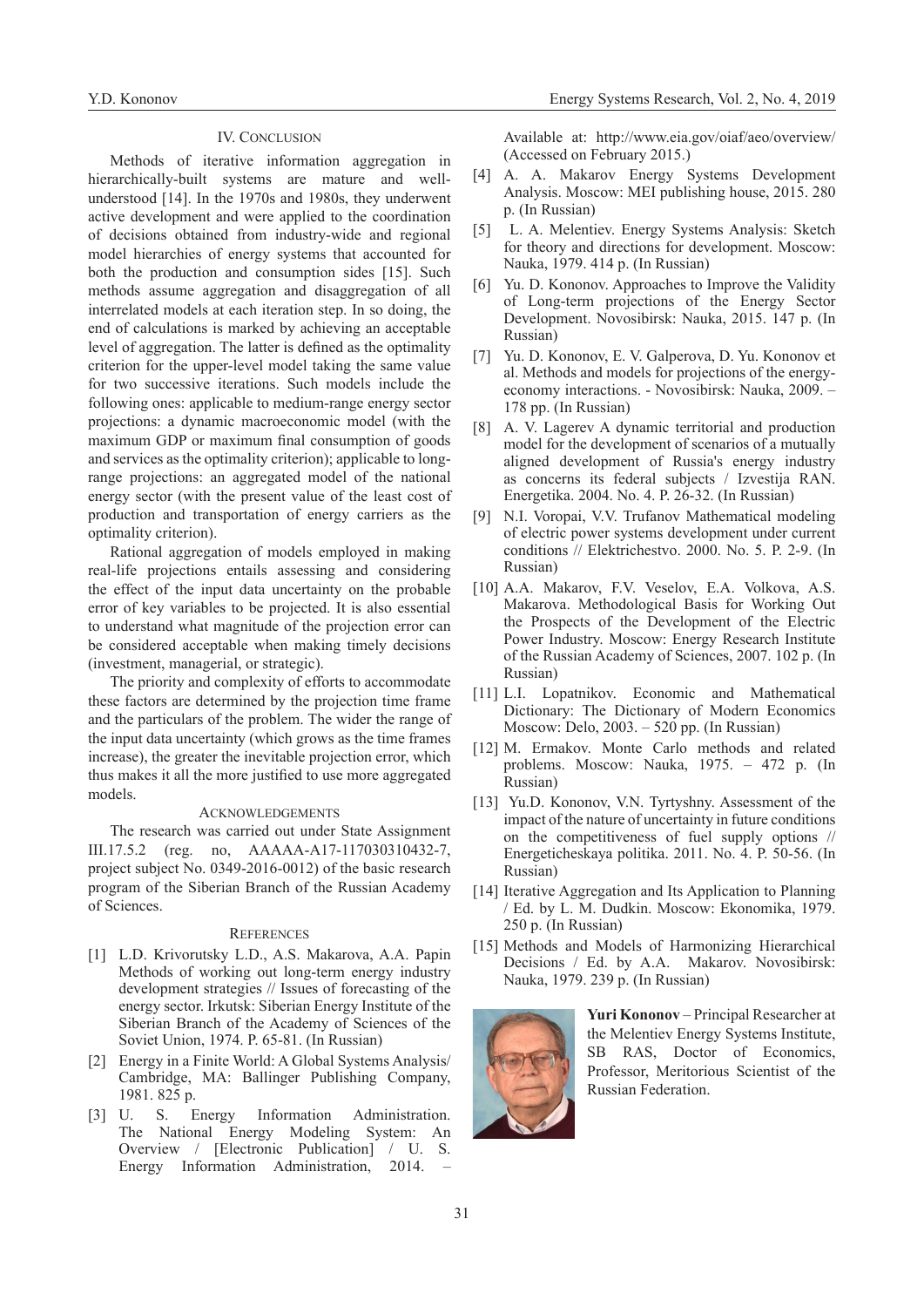## IV. Conclusion

Methods of iterative information aggregation in hierarchically-built systems are mature and well-understood [14]. In the 1970s and 1980s, they underwent active development and were applied to the coordination of decisions obtained from industry-wide and regional model hierarchies of energy systems that accounted for both the production and consumption sides [15]. Such methods assume aggregation and disaggregation of all interrelated models at each iteration step. In so doing, the end of calculations is marked by achieving an acceptable level of aggregation. The latter is defined as the optimality criterion for the upper-level model taking the same value for two successive iterations. Such models include the following ones: applicable to medium-range energy sector projections: a dynamic macroeconomic model (with the maximum GDP or maximum final consumption of goods and services as the optimality criterion); applicable to long-range projections: an aggregated model of the national energy sector (with the present value of the least cost of production and transportation of energy carriers as the optimality criterion).

Rational aggregation of models employed in making real-life projections entails assessing and considering the effect of the input data uncertainty on the probable error of key variables to be projected. It is also essential to understand what magnitude of the projection error can be considered acceptable when making timely decisions (investment, managerial, or strategic).

The priority and complexity of efforts to accommodate these factors are determined by the projection time frame and the particulars of the problem. The wider the range of the input data uncertainty (which grows as the time frames increase), the greater the inevitable projection error, which thus makes it all the more justified to use more aggregated models.

## Acknowledgements

The research was carried out under State Assignment III.17.5.2 (reg. no, AAAAA-A17-117030310432-7, project subject No. 0349-2016-0012) of the basic research program of the Siberian Branch of the Russian Academy of Sciences.

## References

[1] L.D. Krivorutsky L.D., A.S. Makarova, A.A. Papin Methods of working out long-term energy industry development strategies // Issues of forecasting of the energy sector. Irkutsk: Siberian Energy Institute of the Siberian Branch of the Academy of Sciences of the Soviet Union, 1974. P. 65-81. (In Russian)

[2] Energy in a Finite World: A Global Systems Analysis/ Cambridge, MA: Ballinger Publishing Company, 1981. 825 p.

[3] U. S. Energy Information Administration. The National Energy Modeling System: An Overview / [Electronic Publication] / U. S. Energy Information Administration, 2014. – Available at: http://www.eia.gov/oiaf/aeo/overview/ (Accessed on February 2015.)

[4] A. A. Makarov Energy Systems Development Analysis. Moscow: MEI publishing house, 2015. 280 p. (In Russian)

[5] L. A. Melentiev. Energy Systems Analysis: Sketch for theory and directions for development. Moscow: Nauka, 1979. 414 p. (In Russian)

[6] Yu. D. Kononov. Approaches to Improve the Validity of Long-term projections of the Energy Sector Development. Novosibirsk: Nauka, 2015. 147 p. (In Russian)

[7] Yu. D. Kononov, E. V. Galperova, D. Yu. Kononov et al. Methods and models for projections of the energy-economy interactions. - Novosibirsk: Nauka, 2009. – 178 pp. (In Russian)

[8] A. V. Lagerev A dynamic territorial and production model for the development of scenarios of a mutually aligned development of Russia's energy industry as concerns its federal subjects / Izvestija RAN. Energetika. 2004. No. 4. P. 26-32. (In Russian)

[9] N.I. Voropai, V.V. Trufanov Mathematical modeling of electric power systems development under current conditions // Elektrichestvo. 2000. No. 5. P. 2-9. (In Russian)

[10] A.A. Makarov, F.V. Veselov, E.A. Volkova, A.S. Makarova. Methodological Basis for Working Out the Prospects of the Development of the Electric Power Industry. Moscow: Energy Research Institute of the Russian Academy of Sciences, 2007. 102 p. (In Russian)

[11] L.I. Lopatnikov. Economic and Mathematical Dictionary: The Dictionary of Modern Economics Moscow: Delo, 2003. – 520 pp. (In Russian)

[12] M. Ermakov. Monte Carlo methods and related problems. Moscow: Nauka, 1975. – 472 p. (In Russian)

[13] Yu.D. Kononov, V.N. Tyrtyshny. Assessment of the impact of the nature of uncertainty in future conditions on the competitiveness of fuel supply options // Energeticheskaya politika. 2011. No. 4. P. 50-56. (In Russian)

[14] Iterative Aggregation and Its Application to Planning / Ed. by L. M. Dudkin. Moscow: Ekonomika, 1979. 250 p. (In Russian)

[15] Methods and Models of Harmonizing Hierarchical Decisions / Ed. by A.A. Makarov. Novosibirsk: Nauka, 1979. 239 p. (In Russian)

**Yuri Kononov** – Principal Researcher at the Melentiev Energy Systems Institute, SB RAS, Doctor of Economics, Professor, Meritorious Scientist of the Russian Federation.